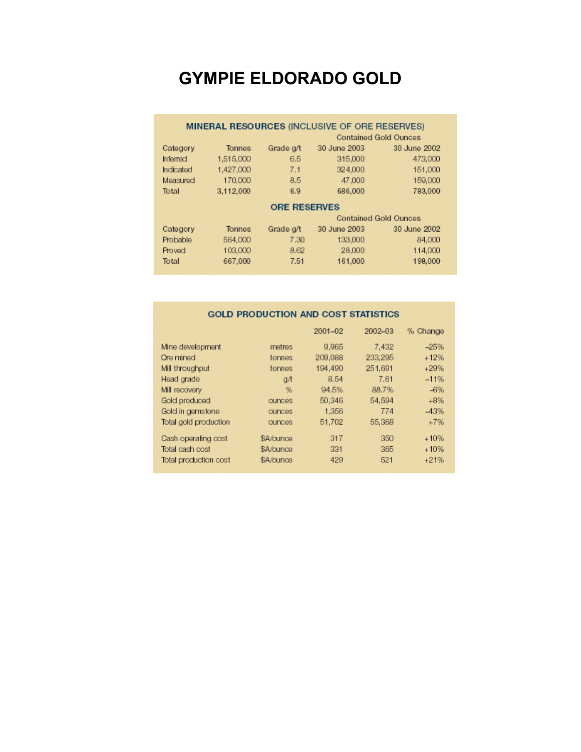# GYMPIE ELDORADO GOLD

## MINERAL RESOURCES (INCLUSIVE OF ORE RESERVES)

| Category | Tonnes | Grade g/t | Contained Gold Ounces 30 June 2003 | Contained Gold Ounces 30 June 2002 |
|---|---|---|---|---|
| Inferred | 1,515,000 | 6.5 | 315,000 | 473,000 |
| Indicated | 1,427,000 | 7.1 | 324,000 | 151,000 |
| Measured | 170,000 | 8.5 | 47,000 | 159,000 |
| Total | 3,112,000 | 6.9 | 686,000 | 783,000 |

## ORE RESERVES

| Category | Tonnes | Grade g/t | Contained Gold Ounces 30 June 2003 | Contained Gold Ounces 30 June 2002 |
|---|---|---|---|---|
| Probable | 564,000 | 7.30 | 133,000 | 84,000 |
| Proved | 103,000 | 8.62 | 28,000 | 114,000 |
| Total | 667,000 | 7.51 | 161,000 | 198,000 |

## GOLD PRODUCTION AND COST STATISTICS

| | | 2001–02 | 2002–03 | % Change |
|---|---|---|---|---|
| Mine development | metres | 9,965 | 7,432 | -25% |
| Ore mined | tonnes | 209,088 | 233,295 | +12% |
| Mill throughput | tonnes | 194,490 | 251,691 | +29% |
| Head grade | g/t | 8.54 | 7.61 | -11% |
| Mill recovery | % | 94.5% | 88.7% | -6% |
| Gold produced | ounces | 50,346 | 54,594 | +8% |
| Gold in gemstone | ounces | 1,356 | 774 | -43% |
| Total gold production | ounces | 51,702 | 55,368 | +7% |
| Cash operating cost | $A/ounce | 317 | 350 | +10% |
| Total cash cost | $A/ounce | 331 | 365 | +10% |
| Total production cost | $A/ounce | 429 | 521 | +21% |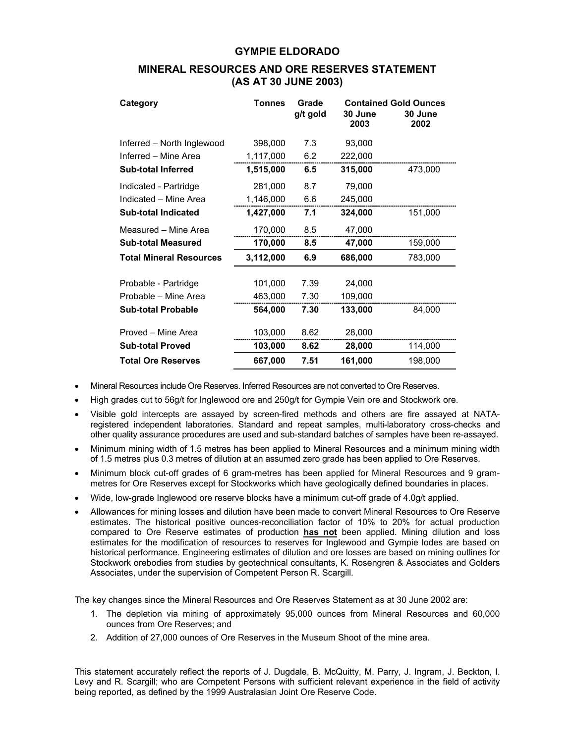# GYMPIE ELDORADO

## MINERAL RESOURCES AND ORE RESERVES STATEMENT (AS AT 30 JUNE 2003)

| Category | Tonnes | Grade g/t gold | Contained Gold Ounces 30 June 2003 | Contained Gold Ounces 30 June 2002 |
|---|---|---|---|---|
| Inferred – North Inglewood | 398,000 | 7.3 | 93,000 | |
| Inferred – Mine Area | 1,117,000 | 6.2 | 222,000 | |
| **Sub-total Inferred** | **1,515,000** | **6.5** | **315,000** | 473,000 |
| Indicated - Partridge | 281,000 | 8.7 | 79,000 | |
| Indicated – Mine Area | 1,146,000 | 6.6 | 245,000 | |
| **Sub-total Indicated** | **1,427,000** | **7.1** | **324,000** | 151,000 |
| Measured – Mine Area | 170,000 | 8.5 | 47,000 | |
| **Sub-total Measured** | **170,000** | **8.5** | **47,000** | 159,000 |
| **Total Mineral Resources** | **3,112,000** | **6.9** | **686,000** | 783,000 |
| Probable - Partridge | 101,000 | 7.39 | 24,000 | |
| Probable – Mine Area | 463,000 | 7.30 | 109,000 | |
| **Sub-total Probable** | **564,000** | **7.30** | **133,000** | 84,000 |
| Proved – Mine Area | 103,000 | 8.62 | 28,000 | |
| **Sub-total Proved** | **103,000** | **8.62** | **28,000** | 114,000 |
| **Total Ore Reserves** | **667,000** | **7.51** | **161,000** | 198,000 |

- Mineral Resources include Ore Reserves. Inferred Resources are not converted to Ore Reserves.
- High grades cut to 56g/t for Inglewood ore and 250g/t for Gympie Vein ore and Stockwork ore.
- Visible gold intercepts are assayed by screen-fired methods and others are fire assayed at NATA-registered independent laboratories. Standard and repeat samples, multi-laboratory cross-checks and other quality assurance procedures are used and sub-standard batches of samples have been re-assayed.
- Minimum mining width of 1.5 metres has been applied to Mineral Resources and a minimum mining width of 1.5 metres plus 0.3 metres of dilution at an assumed zero grade has been applied to Ore Reserves.
- Minimum block cut-off grades of 6 gram-metres has been applied for Mineral Resources and 9 gram-metres for Ore Reserves except for Stockworks which have geologically defined boundaries in places.
- Wide, low-grade Inglewood ore reserve blocks have a minimum cut-off grade of 4.0g/t applied.
- Allowances for mining losses and dilution have been made to convert Mineral Resources to Ore Reserve estimates. The historical positive ounces-reconciliation factor of 10% to 20% for actual production compared to Ore Reserve estimates of production **has not** been applied. Mining dilution and loss estimates for the modification of resources to reserves for Inglewood and Gympie lodes are based on historical performance. Engineering estimates of dilution and ore losses are based on mining outlines for Stockwork orebodies from studies by geotechnical consultants, K. Rosengren & Associates and Golders Associates, under the supervision of Competent Person R. Scargill.

The key changes since the Mineral Resources and Ore Reserves Statement as at 30 June 2002 are:

1. The depletion via mining of approximately 95,000 ounces from Mineral Resources and 60,000 ounces from Ore Reserves; and
2. Addition of 27,000 ounces of Ore Reserves in the Museum Shoot of the mine area.

This statement accurately reflect the reports of J. Dugdale, B. McQuitty, M. Parry, J. Ingram, J. Beckton, I. Levy and R. Scargill; who are Competent Persons with sufficient relevant experience in the field of activity being reported, as defined by the 1999 Australasian Joint Ore Reserve Code.